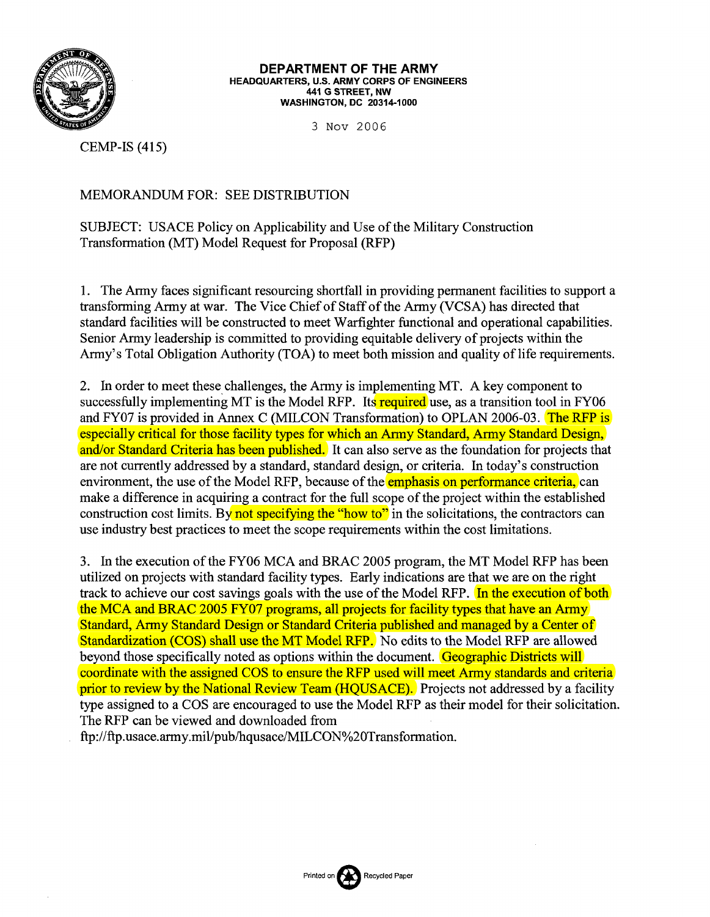**DEPARTMENT OF THE ARMY**
**HEADQUARTERS, U.S. ARMY CORPS OF ENGINEERS**
**441 G STREET, NW**
**WASHINGTON, DC 20314-1000**

3 Nov 2006

CEMP-IS (415)

MEMORANDUM FOR: SEE DISTRIBUTION

SUBJECT: USACE Policy on Applicability and Use of the Military Construction Transformation (MT) Model Request for Proposal (RFP)

1. The Army faces significant resourcing shortfall in providing permanent facilities to support a transforming Army at war. The Vice Chief of Staff of the Army (VCSA) has directed that standard facilities will be constructed to meet Warfighter functional and operational capabilities. Senior Army leadership is committed to providing equitable delivery of projects within the Army's Total Obligation Authority (TOA) to meet both mission and quality of life requirements.

2. In order to meet these challenges, the Army is implementing MT. A key component to successfully implementing MT is the Model RFP. Its required use, as a transition tool in FY06 and FY07 is provided in Annex C (MILCON Transformation) to OPLAN 2006-03. The RFP is especially critical for those facility types for which an Army Standard, Army Standard Design, and/or Standard Criteria has been published. It can also serve as the foundation for projects that are not currently addressed by a standard, standard design, or criteria. In today's construction environment, the use of the Model RFP, because of the emphasis on performance criteria, can make a difference in acquiring a contract for the full scope of the project within the established construction cost limits. By not specifying the "how to" in the solicitations, the contractors can use industry best practices to meet the scope requirements within the cost limitations.

3. In the execution of the FY06 MCA and BRAC 2005 program, the MT Model RFP has been utilized on projects with standard facility types. Early indications are that we are on the right track to achieve our cost savings goals with the use of the Model RFP. In the execution of both the MCA and BRAC 2005 FY07 programs, all projects for facility types that have an Army Standard, Army Standard Design or Standard Criteria published and managed by a Center of Standardization (COS) shall use the MT Model RFP. No edits to the Model RFP are allowed beyond those specifically noted as options within the document. Geographic Districts will coordinate with the assigned COS to ensure the RFP used will meet Army standards and criteria prior to review by the National Review Team (HQUSACE). Projects not addressed by a facility type assigned to a COS are encouraged to use the Model RFP as their model for their solicitation. The RFP can be viewed and downloaded from ftp://ftp.usace.army.mil/pub/hqusace/MILCON%20Transformation.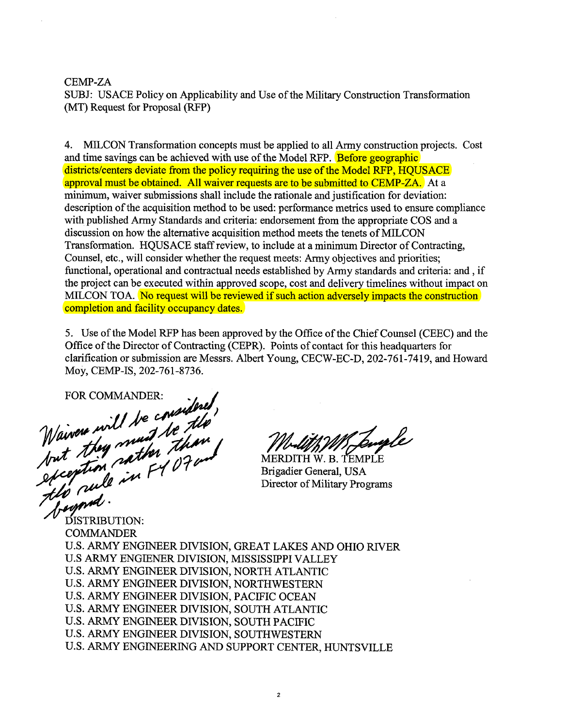CEMP-ZA
SUBJ: USACE Policy on Applicability and Use of the Military Construction Transformation (MT) Request for Proposal (RFP)

4. MILCON Transformation concepts must be applied to all Army construction projects. Cost and time savings can be achieved with use of the Model RFP. Before geographic districts/centers deviate from the policy requiring the use of the Model RFP, HQUSACE approval must be obtained. All waiver requests are to be submitted to CEMP-ZA. At a minimum, waiver submissions shall include the rationale and justification for deviation: description of the acquisition method to be used: performance metrics used to ensure compliance with published Army Standards and criteria: endorsement from the appropriate COS and a discussion on how the alternative acquisition method meets the tenets of MILCON Transformation. HQUSACE staff review, to include at a minimum Director of Contracting, Counsel, etc., will consider whether the request meets: Army objectives and priorities; functional, operational and contractual needs established by Army standards and criteria: and , if the project can be executed within approved scope, cost and delivery timelines without impact on MILCON TOA. No request will be reviewed if such action adversely impacts the construction completion and facility occupancy dates.

5. Use of the Model RFP has been approved by the Office of the Chief Counsel (CEEC) and the Office of the Director of Contracting (CEPR). Points of contact for this headquarters for clarification or submission are Messrs. Albert Young, CECW-EC-D, 202-761-7419, and Howard Moy, CEMP-IS, 202-761-8736.

FOR COMMANDER:

Waivers will be considered, but they must be the exception rather than the rule in FY 07 and beyond.

MERDITH W. B. TEMPLE
Brigadier General, USA
Director of Military Programs

DISTRIBUTION:
COMMANDER
U.S. ARMY ENGINEER DIVISION, GREAT LAKES AND OHIO RIVER
U.S ARMY ENGIENER DIVISION, MISSISSIPPI VALLEY
U.S. ARMY ENGINEER DIVISION, NORTH ATLANTIC
U.S. ARMY ENGINEER DIVISION, NORTHWESTERN
U.S. ARMY ENGINEER DIVISION, PACIFIC OCEAN
U.S. ARMY ENGINEER DIVISION, SOUTH ATLANTIC
U.S. ARMY ENGINEER DIVISION, SOUTH PACIFIC
U.S. ARMY ENGINEER DIVISION, SOUTHWESTERN
U.S. ARMY ENGINEERING AND SUPPORT CENTER, HUNTSVILLE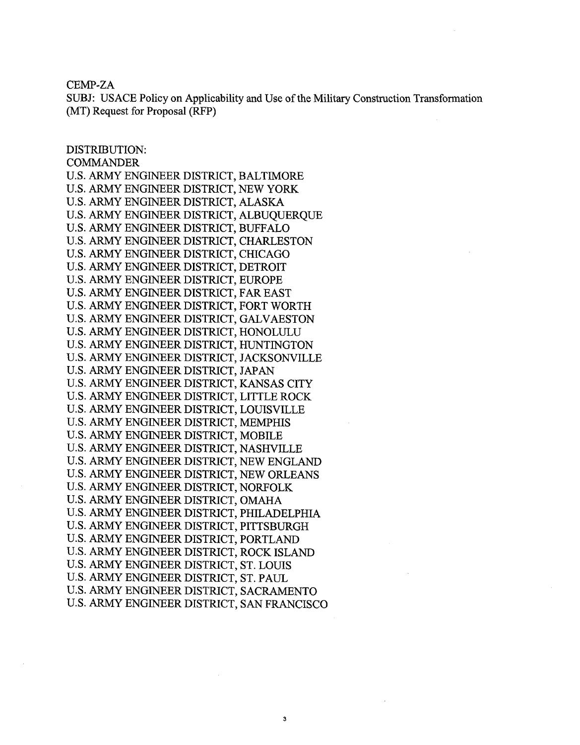CEMP-ZA

SUBJ: USACE Policy on Applicability and Use of the Military Construction Transformation (MT) Request for Proposal (RFP)

DISTRIBUTION:

COMMANDER

U.S. ARMY ENGINEER DISTRICT, BALTIMORE
U.S. ARMY ENGINEER DISTRICT, NEW YORK
U.S. ARMY ENGINEER DISTRICT, ALASKA
U.S. ARMY ENGINEER DISTRICT, ALBUQUERQUE
U.S. ARMY ENGINEER DISTRICT, BUFFALO
U.S. ARMY ENGINEER DISTRICT, CHARLESTON
U.S. ARMY ENGINEER DISTRICT, CHICAGO
U.S. ARMY ENGINEER DISTRICT, DETROIT
U.S. ARMY ENGINEER DISTRICT, EUROPE
U.S. ARMY ENGINEER DISTRICT, FAR EAST
U.S. ARMY ENGINEER DISTRICT, FORT WORTH
U.S. ARMY ENGINEER DISTRICT, GALVAESTON
U.S. ARMY ENGINEER DISTRICT, HONOLULU
U.S. ARMY ENGINEER DISTRICT, HUNTINGTON
U.S. ARMY ENGINEER DISTRICT, JACKSONVILLE
U.S. ARMY ENGINEER DISTRICT, JAPAN
U.S. ARMY ENGINEER DISTRICT, KANSAS CITY
U.S. ARMY ENGINEER DISTRICT, LITTLE ROCK
U.S. ARMY ENGINEER DISTRICT, LOUISVILLE
U.S. ARMY ENGINEER DISTRICT, MEMPHIS
U.S. ARMY ENGINEER DISTRICT, MOBILE
U.S. ARMY ENGINEER DISTRICT, NASHVILLE
U.S. ARMY ENGINEER DISTRICT, NEW ENGLAND
U.S. ARMY ENGINEER DISTRICT, NEW ORLEANS
U.S. ARMY ENGINEER DISTRICT, NORFOLK
U.S. ARMY ENGINEER DISTRICT, OMAHA
U.S. ARMY ENGINEER DISTRICT, PHILADELPHIA
U.S. ARMY ENGINEER DISTRICT, PITTSBURGH
U.S. ARMY ENGINEER DISTRICT, PORTLAND
U.S. ARMY ENGINEER DISTRICT, ROCK ISLAND
U.S. ARMY ENGINEER DISTRICT, ST. LOUIS
U.S. ARMY ENGINEER DISTRICT, ST. PAUL
U.S. ARMY ENGINEER DISTRICT, SACRAMENTO
U.S. ARMY ENGINEER DISTRICT, SAN FRANCISCO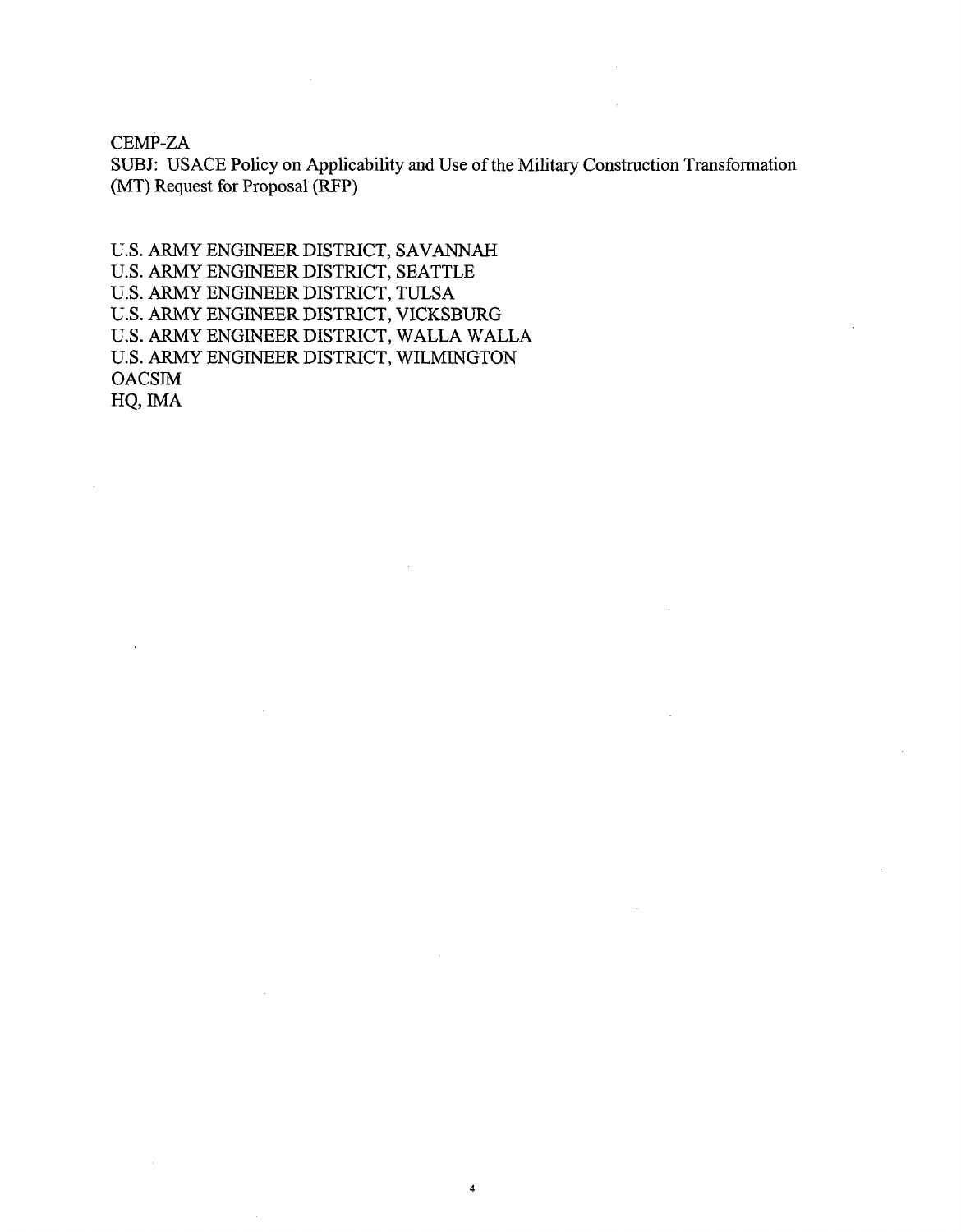CEMP-ZA
SUBJ: USACE Policy on Applicability and Use of the Military Construction Transformation (MT) Request for Proposal (RFP)

U.S. ARMY ENGINEER DISTRICT, SAVANNAH
U.S. ARMY ENGINEER DISTRICT, SEATTLE
U.S. ARMY ENGINEER DISTRICT, TULSA
U.S. ARMY ENGINEER DISTRICT, VICKSBURG
U.S. ARMY ENGINEER DISTRICT, WALLA WALLA
U.S. ARMY ENGINEER DISTRICT, WILMINGTON
OACSIM
HQ, IMA